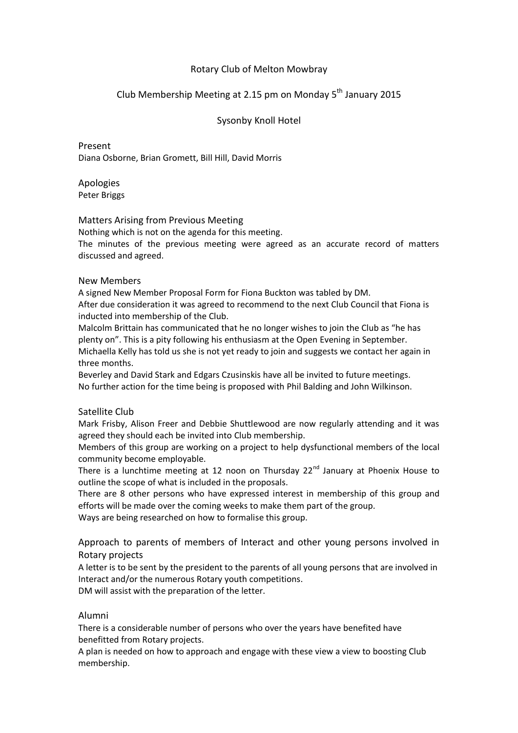# Rotary Club of Melton Mowbray

## Club Membership Meeting at 2.15 pm on Monday 5th January 2015

## Sysonby Knoll Hotel

### Present

Diana Osborne, Brian Gromett, Bill Hill, David Morris

### Apologies

Peter Briggs

### Matters Arising from Previous Meeting

Nothing which is not on the agenda for this meeting.

The minutes of the previous meeting were agreed as an accurate record of matters discussed and agreed.

### New Members

A signed New Member Proposal Form for Fiona Buckton was tabled by DM.

After due consideration it was agreed to recommend to the next Club Council that Fiona is inducted into membership of the Club.

Malcolm Brittain has communicated that he no longer wishes to join the Club as "he has plenty on". This is a pity following his enthusiasm at the Open Evening in September.

Michaella Kelly has told us she is not yet ready to join and suggests we contact her again in three months.

Beverley and David Stark and Edgars Czusinskis have all be invited to future meetings.

No further action for the time being is proposed with Phil Balding and John Wilkinson.

### Satellite Club

Mark Frisby, Alison Freer and Debbie Shuttlewood are now regularly attending and it was agreed they should each be invited into Club membership.

Members of this group are working on a project to help dysfunctional members of the local community become employable.

There is a lunchtime meeting at 12 noon on Thursday 22nd January at Phoenix House to outline the scope of what is included in the proposals.

There are 8 other persons who have expressed interest in membership of this group and efforts will be made over the coming weeks to make them part of the group.

Ways are being researched on how to formalise this group.

### Approach to parents of members of Interact and other young persons involved in Rotary projects

A letter is to be sent by the president to the parents of all young persons that are involved in Interact and/or the numerous Rotary youth competitions.

DM will assist with the preparation of the letter.

### Alumni

There is a considerable number of persons who over the years have benefited have benefitted from Rotary projects.

A plan is needed on how to approach and engage with these view a view to boosting Club membership.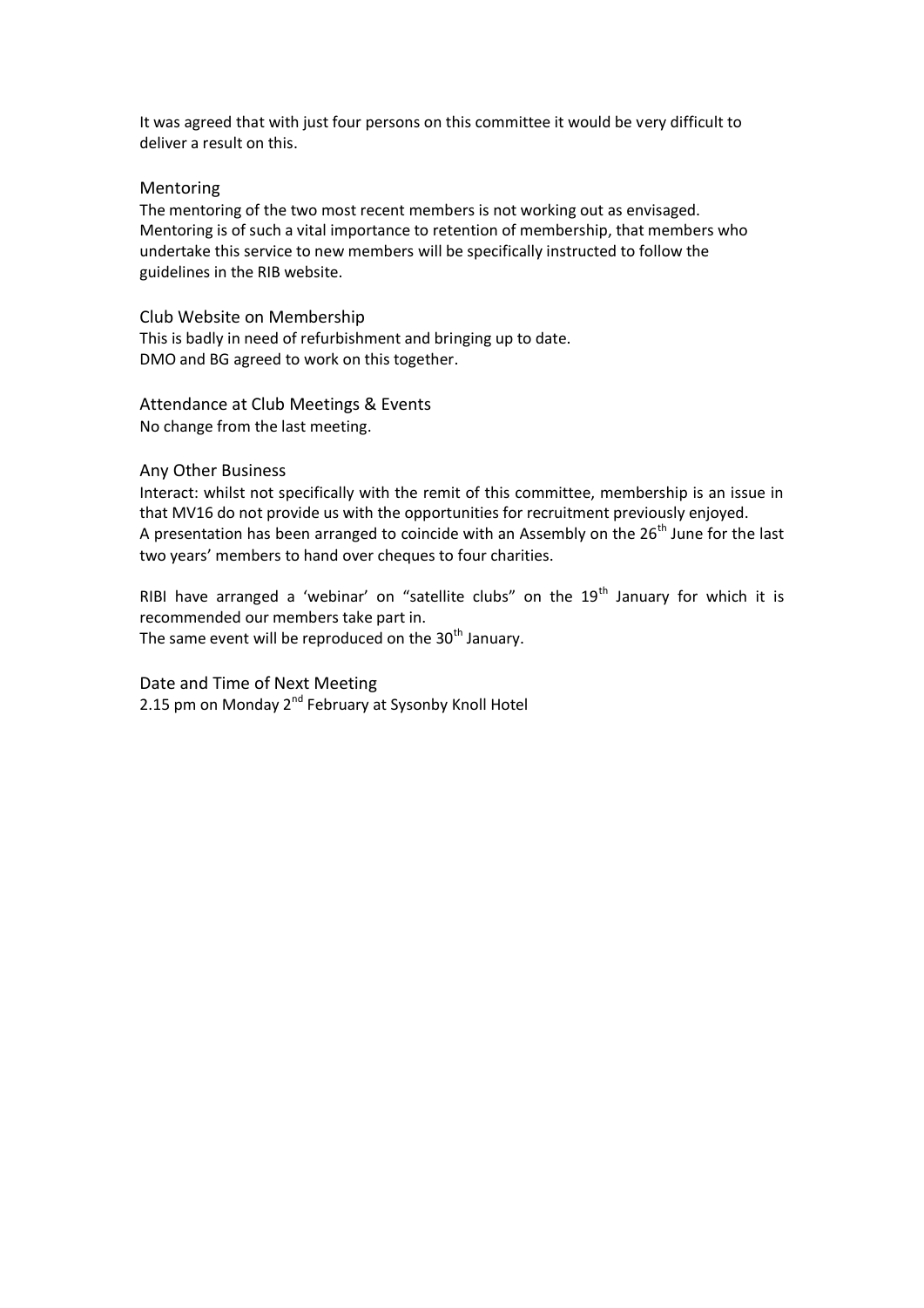It was agreed that with just four persons on this committee it would be very difficult to deliver a result on this.

## Mentoring

The mentoring of the two most recent members is not working out as envisaged. Mentoring is of such a vital importance to retention of membership, that members who undertake this service to new members will be specifically instructed to follow the guidelines in the RIB website.

## Club Website on Membership

This is badly in need of refurbishment and bringing up to date.
DMO and BG agreed to work on this together.

## Attendance at Club Meetings & Events

No change from the last meeting.

## Any Other Business

Interact: whilst not specifically with the remit of this committee, membership is an issue in that MV16 do not provide us with the opportunities for recruitment previously enjoyed.
A presentation has been arranged to coincide with an Assembly on the 26th June for the last two years' members to hand over cheques to four charities.

RIBI have arranged a 'webinar' on "satellite clubs" on the 19th January for which it is recommended our members take part in.
The same event will be reproduced on the 30th January.

## Date and Time of Next Meeting

2.15 pm on Monday 2nd February at Sysonby Knoll Hotel